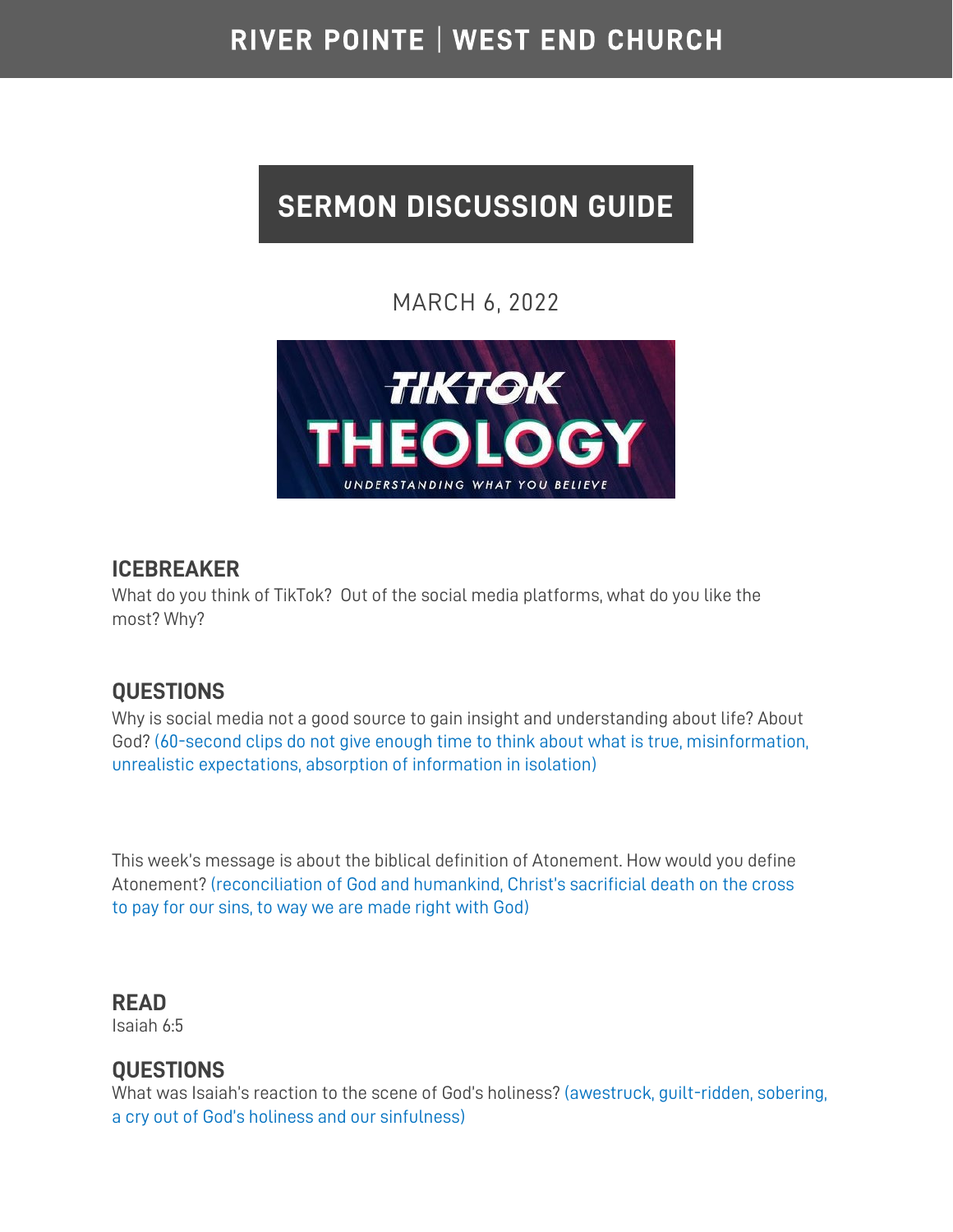# RIVER POINTE | WEST END CHURCH

## SERMON DISCUSSION GUIDE

MARCH 6, 2022

TIKTOK THEOLOGY

UNDERSTANDING WHAT YOU BELIEVE

### ICEBREAKER

What do you think of TikTok? Out of the social media platforms, what do you like the most? Why?

### QUESTIONS

Why is social media not a good source to gain insight and understanding about life? About God? (60-second clips do not give enough time to think about what is true, misinformation, unrealistic expectations, absorption of information in isolation)

This week's message is about the biblical definition of Atonement. How would you define Atonement? (reconciliation of God and humankind, Christ's sacrificial death on the cross to pay for our sins, to way we are made right with God)

### READ

Isaiah 6:5

### QUESTIONS

What was Isaiah's reaction to the scene of God's holiness? (awestruck, guilt-ridden, sobering, a cry out of God's holiness and our sinfulness)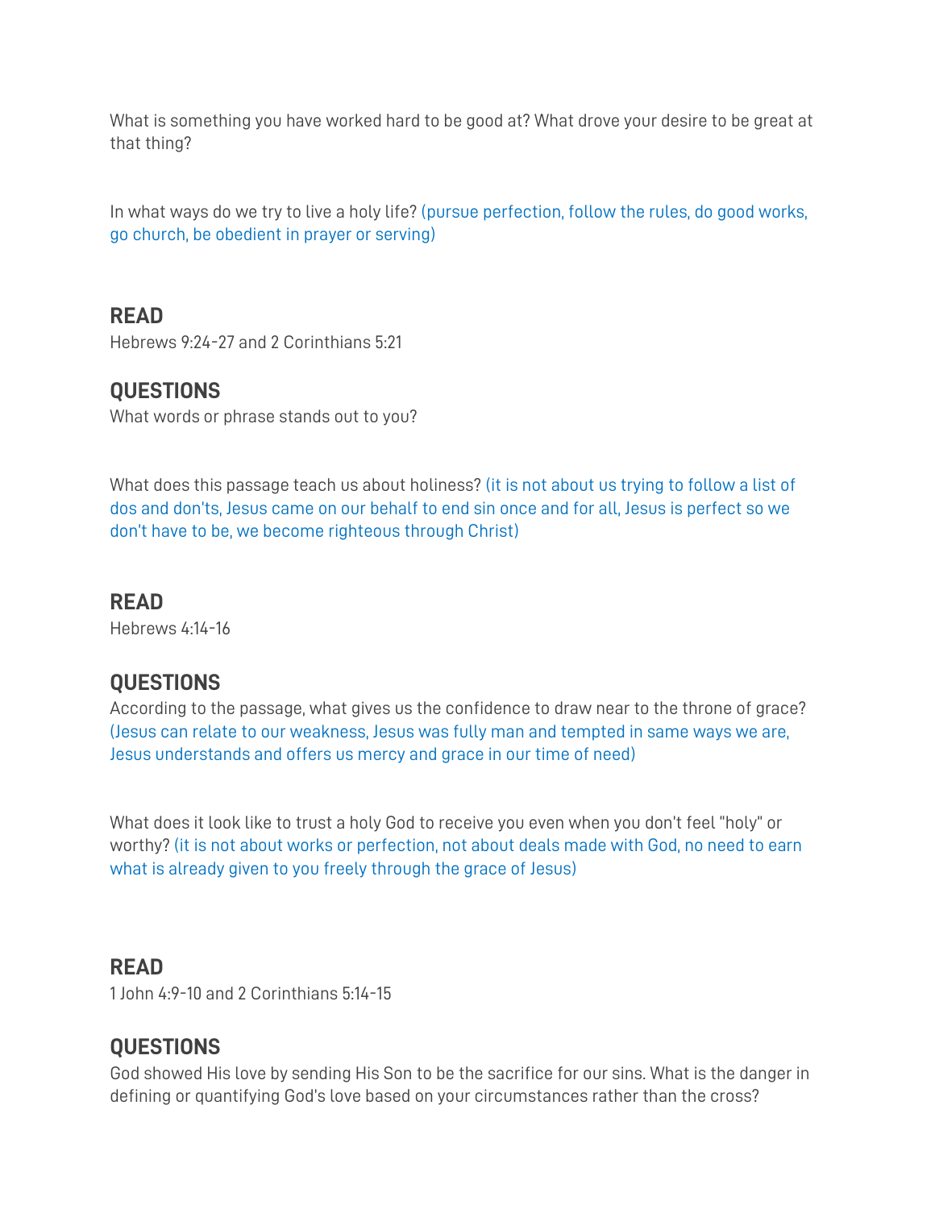What is something you have worked hard to be good at? What drove your desire to be great at that thing?

In what ways do we try to live a holy life? (pursue perfection, follow the rules, do good works, go church, be obedient in prayer or serving)

## READ

Hebrews 9:24-27 and 2 Corinthians 5:21

## QUESTIONS

What words or phrase stands out to you?

What does this passage teach us about holiness? (it is not about us trying to follow a list of dos and don'ts, Jesus came on our behalf to end sin once and for all, Jesus is perfect so we don't have to be, we become righteous through Christ)

## READ

Hebrews 4:14-16

## QUESTIONS

According to the passage, what gives us the confidence to draw near to the throne of grace? (Jesus can relate to our weakness, Jesus was fully man and tempted in same ways we are, Jesus understands and offers us mercy and grace in our time of need)

What does it look like to trust a holy God to receive you even when you don't feel "holy" or worthy? (it is not about works or perfection, not about deals made with God, no need to earn what is already given to you freely through the grace of Jesus)

## READ

1 John 4:9-10 and 2 Corinthians 5:14-15

## QUESTIONS

God showed His love by sending His Son to be the sacrifice for our sins. What is the danger in defining or quantifying God's love based on your circumstances rather than the cross?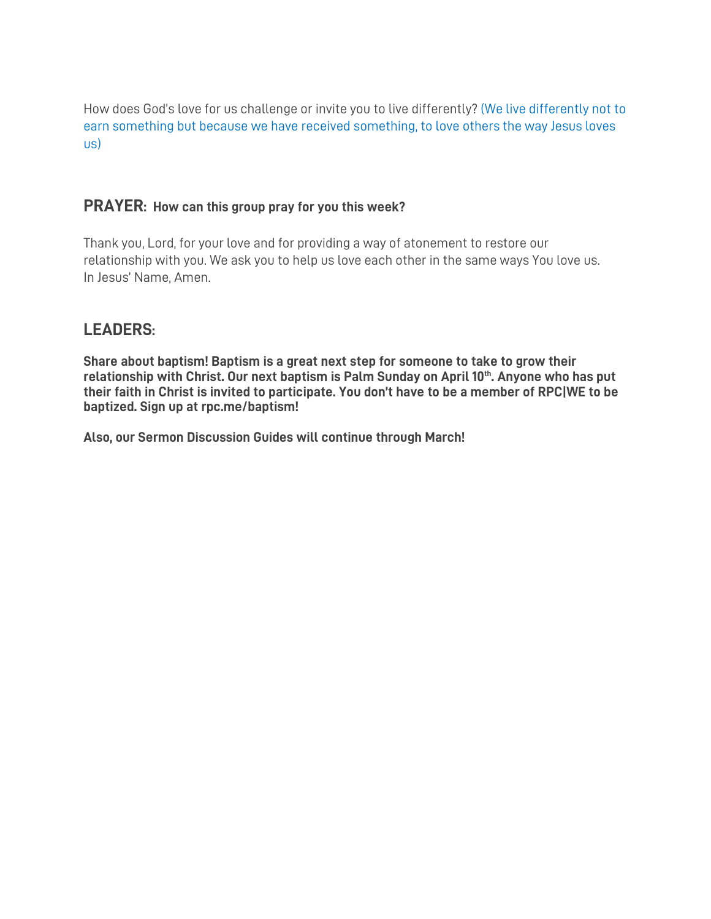How does God's love for us challenge or invite you to live differently? (We live differently not to earn something but because we have received something, to love others the way Jesus loves us)

## PRAYER: How can this group pray for you this week?

Thank you, Lord, for your love and for providing a way of atonement to restore our relationship with you. We ask you to help us love each other in the same ways You love us. In Jesus' Name, Amen.

## LEADERS:

**Share about baptism! Baptism is a great next step for someone to take to grow their relationship with Christ. Our next baptism is Palm Sunday on April 10th. Anyone who has put their faith in Christ is invited to participate. You don't have to be a member of RPC|WE to be baptized. Sign up at rpc.me/baptism!**

**Also, our Sermon Discussion Guides will continue through March!**